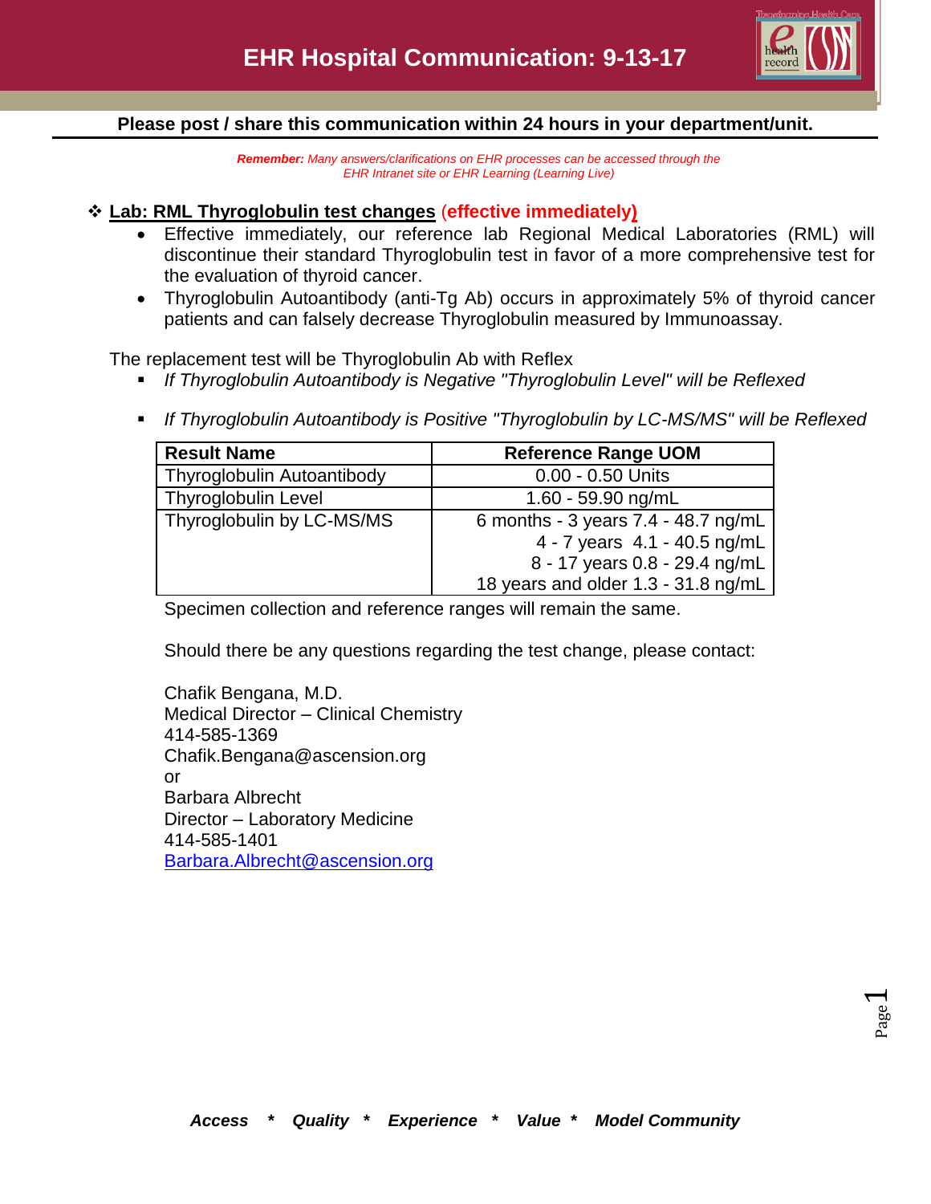# EHR Hospital Communication: 9-13-17

**Please post / share this communication within 24 hours in your department/unit.**

***Remember:*** *Many answers/clarifications on EHR processes can be accessed through the EHR Intranet site or EHR Learning (Learning Live)*

❖ **Lab: RML Thyroglobulin test changes** (**effective immediately)**

- Effective immediately, our reference lab Regional Medical Laboratories (RML) will discontinue their standard Thyroglobulin test in favor of a more comprehensive test for the evaluation of thyroid cancer.
- Thyroglobulin Autoantibody (anti-Tg Ab) occurs in approximately 5% of thyroid cancer patients and can falsely decrease Thyroglobulin measured by Immunoassay.

The replacement test will be Thyroglobulin Ab with Reflex

- *If Thyroglobulin Autoantibody is Negative "Thyroglobulin Level" will be Reflexed*
- *If Thyroglobulin Autoantibody is Positive "Thyroglobulin by LC-MS/MS" will be Reflexed*

| Result Name | Reference Range UOM |
| --- | --- |
| Thyroglobulin Autoantibody | 0.00 - 0.50 Units |
| Thyroglobulin Level | 1.60 - 59.90 ng/mL |
| Thyroglobulin by LC-MS/MS | 6 months - 3 years 7.4 - 48.7 ng/mL<br>4 - 7 years 4.1 - 40.5 ng/mL<br>8 - 17 years 0.8 - 29.4 ng/mL<br>18 years and older 1.3 - 31.8 ng/mL |

Specimen collection and reference ranges will remain the same.

Should there be any questions regarding the test change, please contact:

Chafik Bengana, M.D.
Medical Director – Clinical Chemistry
414-585-1369
Chafik.Bengana@ascension.org
or
Barbara Albrecht
Director – Laboratory Medicine
414-585-1401
Barbara.Albrecht@ascension.org

***Access * Quality * Experience * Value * Model Community***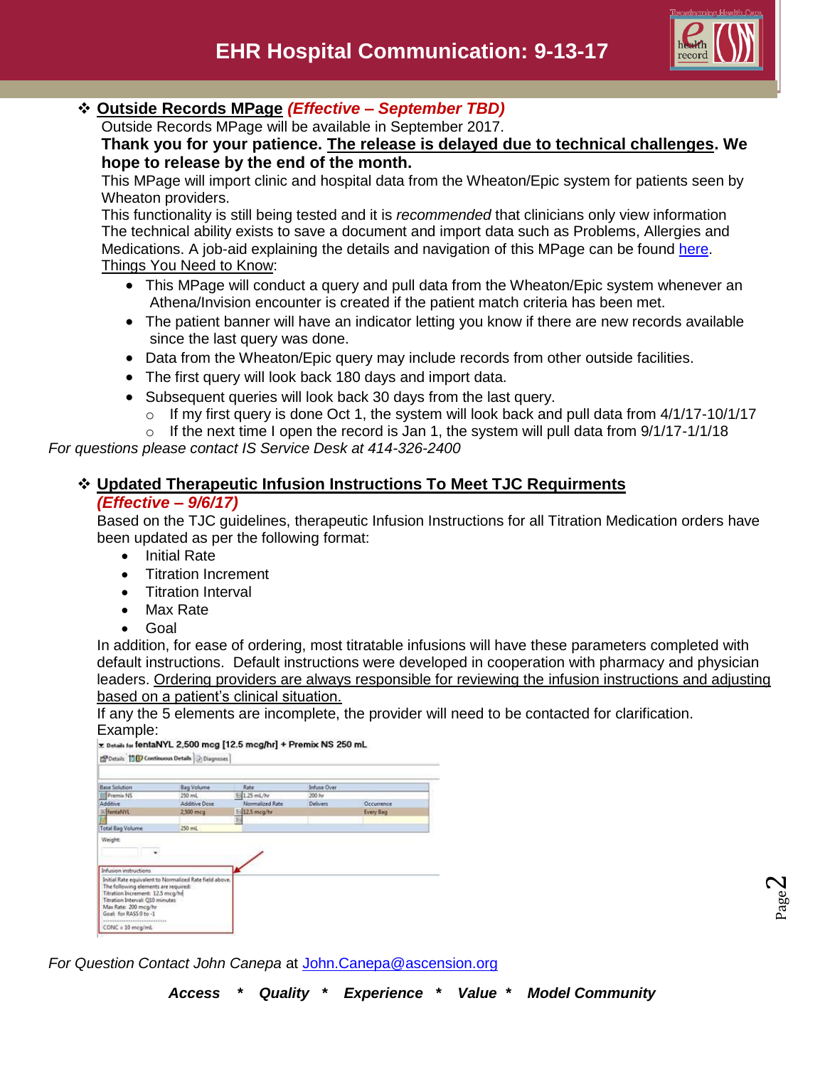- **Outside Records MPage** ***(Effective – September TBD)***

  Outside Records MPage will be available in September 2017.

  **Thank you for your patience. The release is delayed due to technical challenges. We hope to release by the end of the month.**

  This MPage will import clinic and hospital data from the Wheaton/Epic system for patients seen by Wheaton providers.

  This functionality is still being tested and it is *recommended* that clinicians only view information The technical ability exists to save a document and import data such as Problems, Allergies and Medications. A job-aid explaining the details and navigation of this MPage can be found here.

  Things You Need to Know:

  - This MPage will conduct a query and pull data from the Wheaton/Epic system whenever an Athena/Invision encounter is created if the patient match criteria has been met.
  - The patient banner will have an indicator letting you know if there are new records available since the last query was done.
  - Data from the Wheaton/Epic query may include records from other outside facilities.
  - The first query will look back 180 days and import data.
  - Subsequent queries will look back 30 days from the last query.
    - If my first query is done Oct 1, the system will look back and pull data from 4/1/17-10/1/17
    - If the next time I open the record is Jan 1, the system will pull data from 9/1/17-1/1/18

*For questions please contact IS Service Desk at 414-326-2400*

- **Updated Therapeutic Infusion Instructions To Meet TJC Requirments**

  ***(Effective – 9/6/17)***

  Based on the TJC guidelines, therapeutic Infusion Instructions for all Titration Medication orders have been updated as per the following format:

  - Initial Rate
  - Titration Increment
  - Titration Interval
  - Max Rate
  - Goal

  In addition, for ease of ordering, most titratable infusions will have these parameters completed with default instructions. Default instructions were developed in cooperation with pharmacy and physician leaders. Ordering providers are always responsible for reviewing the infusion instructions and adjusting based on a patient's clinical situation.

  If any the 5 elements are incomplete, the provider will need to be contacted for clarification.

  Example:

  Details for fentaNYL 2,500 mcg [12.5 mcg/hr] + Premix NS 250 mL

  | Base Solution | Bag Volume | Rate | Infuse Over | |
  |---|---|---|---|---|
  | Premix NS | 250 mL | 1.25 mL/hr | 200 hr | |
  | Additive | Additive Dose | Normalized Rate | Delivers | Occurrence |
  | fentaNYL | 2,500 mcg | 12.5 mcg/hr | | Every Bag |
  | Total Bag Volume | 250 mL | | | |

  Infusion instructions:
  Initial Rate equivalent to Normalized Rate field above.
  The following elements are required:
  Titration Increment: 12.5 mcg/hr
  Titration Interval: Q10 minutes
  Max Rate: 200 mcg/hr
  Goal: for RASS 0 to -1
  CONC = 10 mcg/mL

*For Question Contact John Canepa* at John.Canepa@ascension.org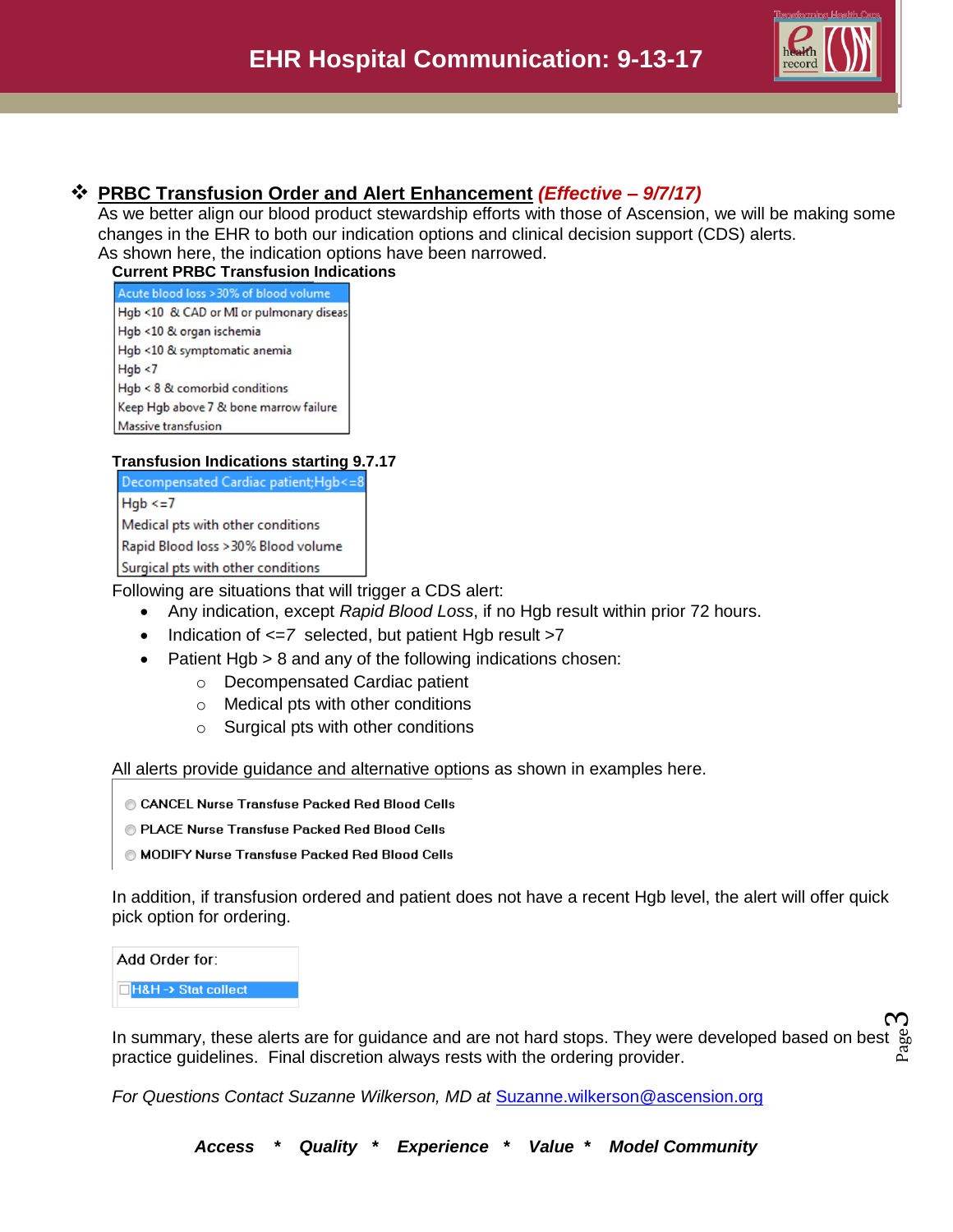# EHR Hospital Communication: 9-13-17

❖ **PRBC Transfusion Order and Alert Enhancement** ***(Effective – 9/7/17)***

As we better align our blood product stewardship efforts with those of Ascension, we will be making some changes in the EHR to both our indication options and clinical decision support (CDS) alerts.
As shown here, the indication options have been narrowed.

**Current PRBC Transfusion Indications**

- Acute blood loss >30% of blood volume
- Hgb <10 & CAD or MI or pulmonary diseas
- Hgb <10 & organ ischemia
- Hgb <10 & symptomatic anemia
- Hgb <7
- Hgb < 8 & comorbid conditions
- Keep Hgb above 7 & bone marrow failure
- Massive transfusion

**Transfusion Indications starting 9.7.17**

- Decompensated Cardiac patient;Hgb<=8
- Hgb <=7
- Medical pts with other conditions
- Rapid Blood loss >30% Blood volume
- Surgical pts with other conditions

Following are situations that will trigger a CDS alert:

- Any indication, except *Rapid Blood Loss*, if no Hgb result within prior 72 hours.
- Indication of <=*7* selected, but patient Hgb result >7
- Patient Hgb > 8 and any of the following indications chosen:
  - Decompensated Cardiac patient
  - Medical pts with other conditions
  - Surgical pts with other conditions

All alerts provide guidance and alternative options as shown in examples here.

- CANCEL Nurse Transfuse Packed Red Blood Cells
- PLACE Nurse Transfuse Packed Red Blood Cells
- MODIFY Nurse Transfuse Packed Red Blood Cells

In addition, if transfusion ordered and patient does not have a recent Hgb level, the alert will offer quick pick option for ordering.

Add Order for:
- [ ] H&H -> Stat collect

In summary, these alerts are for guidance and are not hard stops. They were developed based on best practice guidelines. Final discretion always rests with the ordering provider.

*For Questions Contact Suzanne Wilkerson, MD at* Suzanne.wilkerson@ascension.org

***Access * Quality * Experience * Value * Model Community***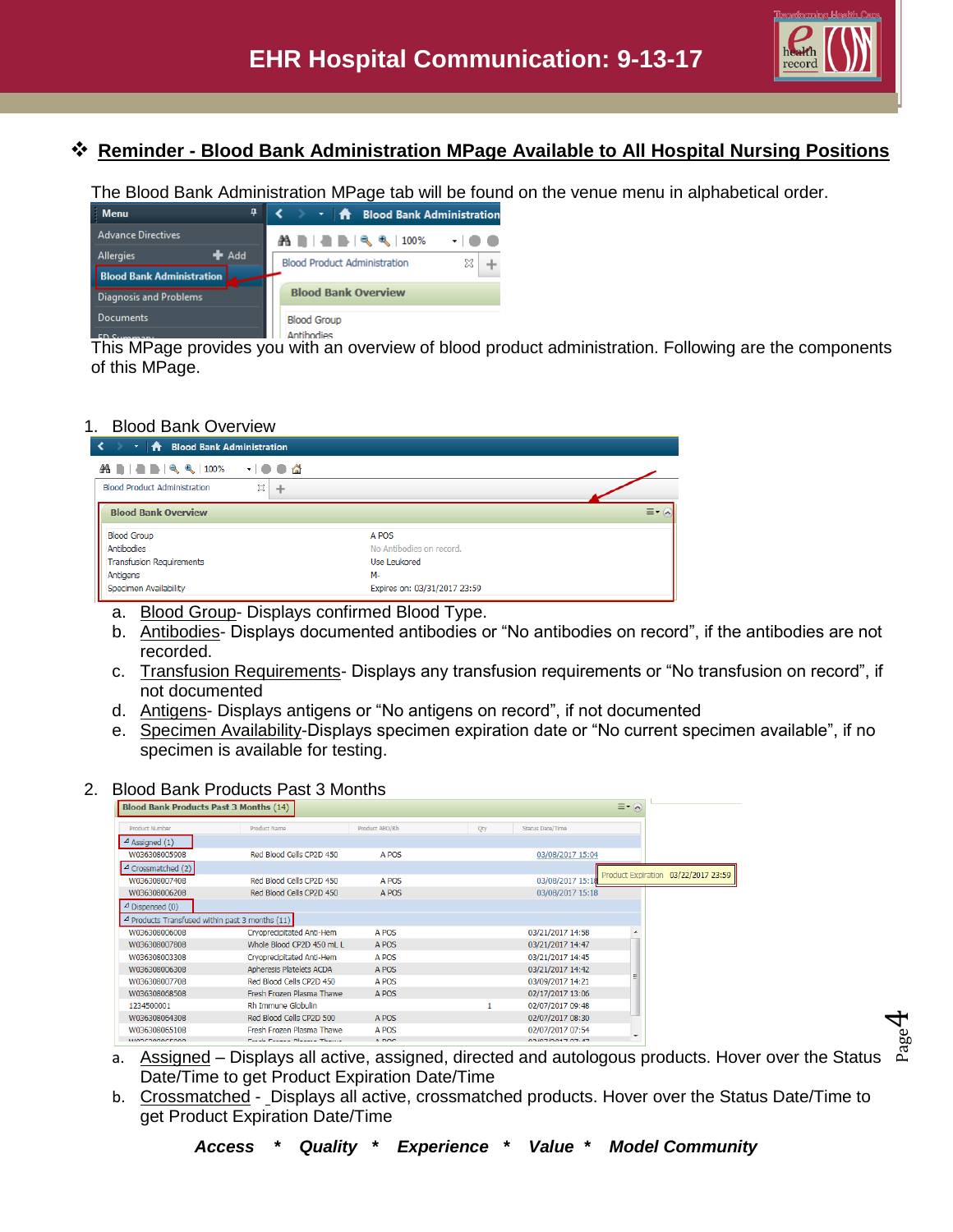## ❖ Reminder - Blood Bank Administration MPage Available to All Hospital Nursing Positions

The Blood Bank Administration MPage tab will be found on the venue menu in alphabetical order.

This MPage provides you with an overview of blood product administration. Following are the components of this MPage.

1. Blood Bank Overview

   a. Blood Group- Displays confirmed Blood Type.
   b. Antibodies- Displays documented antibodies or "No antibodies on record", if the antibodies are not recorded.
   c. Transfusion Requirements- Displays any transfusion requirements or "No transfusion on record", if not documented
   d. Antigens- Displays antigens or "No antigens on record", if not documented
   e. Specimen Availability-Displays specimen expiration date or "No current specimen available", if no specimen is available for testing.

2. Blood Bank Products Past 3 Months

   a. Assigned – Displays all active, assigned, directed and autologous products. Hover over the Status Date/Time to get Product Expiration Date/Time
   b. Crossmatched - Displays all active, crossmatched products. Hover over the Status Date/Time to get Product Expiration Date/Time

***Access * Quality * Experience * Value * Model Community***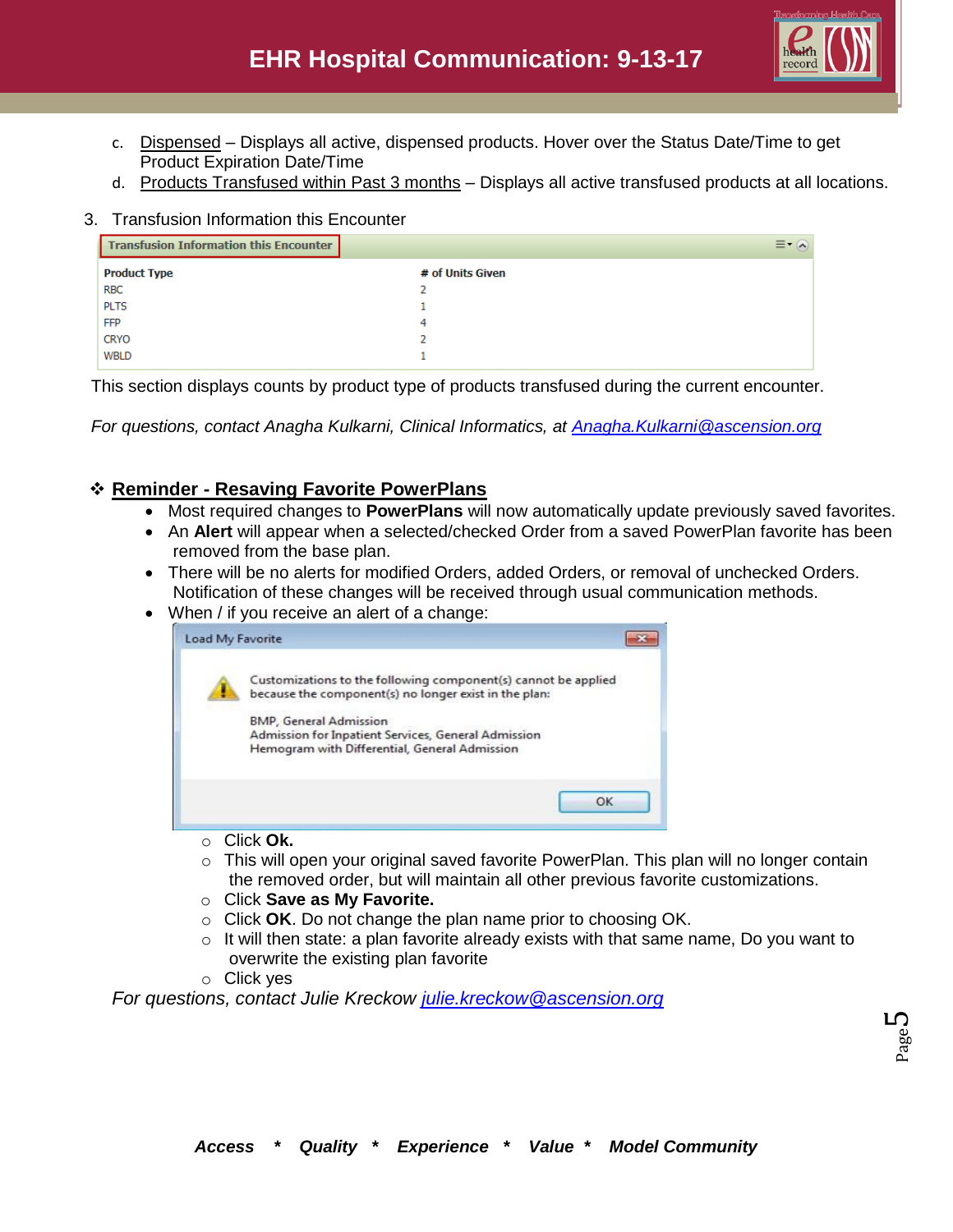c. Dispensed – Displays all active, dispensed products. Hover over the Status Date/Time to get Product Expiration Date/Time
d. Products Transfused within Past 3 months – Displays all active transfused products at all locations.

3. Transfusion Information this Encounter

Transfusion Information this Encounter

| Product Type | # of Units Given |
|---|---|
| RBC | 2 |
| PLTS | 1 |
| FFP | 4 |
| CRYO | 2 |
| WBLD | 1 |

This section displays counts by product type of products transfused during the current encounter.

*For questions, contact Anagha Kulkarni, Clinical Informatics, at Anagha.Kulkarni@ascension.org*

## ❖ Reminder - Resaving Favorite PowerPlans

- Most required changes to **PowerPlans** will now automatically update previously saved favorites.
- An **Alert** will appear when a selected/checked Order from a saved PowerPlan favorite has been removed from the base plan.
- There will be no alerts for modified Orders, added Orders, or removal of unchecked Orders. Notification of these changes will be received through usual communication methods.
- When / if you receive an alert of a change:

Load My Favorite

Customizations to the following component(s) cannot be applied because the component(s) no longer exist in the plan:

BMP, General Admission
Admission for Inpatient Services, General Admission
Hemogram with Differential, General Admission

OK

  - Click **Ok.**
  - This will open your original saved favorite PowerPlan. This plan will no longer contain the removed order, but will maintain all other previous favorite customizations.
  - Click **Save as My Favorite.**
  - Click **OK**. Do not change the plan name prior to choosing OK.
  - It will then state: a plan favorite already exists with that same name, Do you want to overwrite the existing plan favorite
  - Click yes

*For questions, contact Julie Kreckow julie.kreckow@ascension.org*

***Access * Quality * Experience * Value * Model Community***